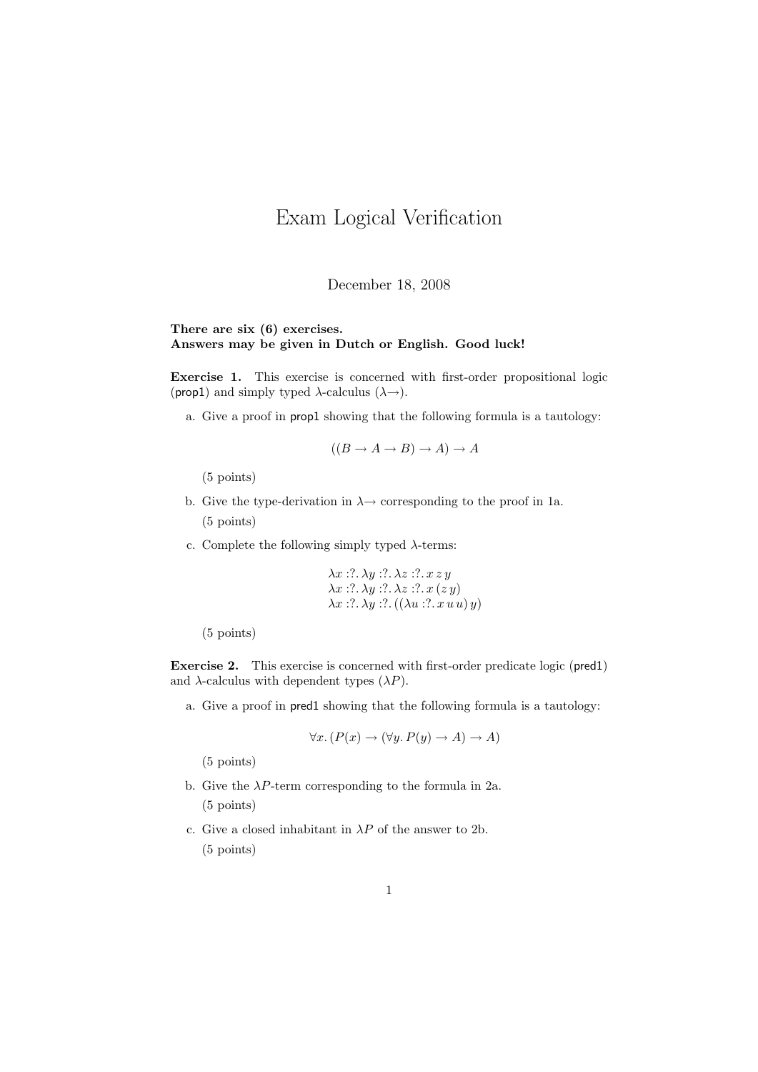# Exam Logical Verification

December 18, 2008

**There are six (6) exercises.**
**Answers may be given in Dutch or English. Good luck!**

**Exercise 1.** This exercise is concerned with first-order propositional logic (prop1) and simply typed $\lambda$-calculus ($\lambda\!\rightarrow$).

a. Give a proof in prop1 showing that the following formula is a tautology:

$$((B \to A \to B) \to A) \to A$$

(5 points)

b. Give the type-derivation in $\lambda\!\rightarrow$ corresponding to the proof in 1a.

(5 points)

c. Complete the following simply typed $\lambda$-terms:

$$\lambda x :?.\, \lambda y :?.\, \lambda z :?.\, x\, z\, y$$
$$\lambda x :?.\, \lambda y :?.\, \lambda z :?.\, x\, (z\, y)$$
$$\lambda x :?.\, \lambda y :?.\, ((\lambda u :?.\, x\, u\, u)\, y)$$

(5 points)

**Exercise 2.** This exercise is concerned with first-order predicate logic (pred1) and $\lambda$-calculus with dependent types ($\lambda P$).

a. Give a proof in pred1 showing that the following formula is a tautology:

$$\forall x.\, (P(x) \to (\forall y.\, P(y) \to A) \to A)$$

(5 points)

b. Give the $\lambda P$-term corresponding to the formula in 2a.

(5 points)

c. Give a closed inhabitant in $\lambda P$ of the answer to 2b.

(5 points)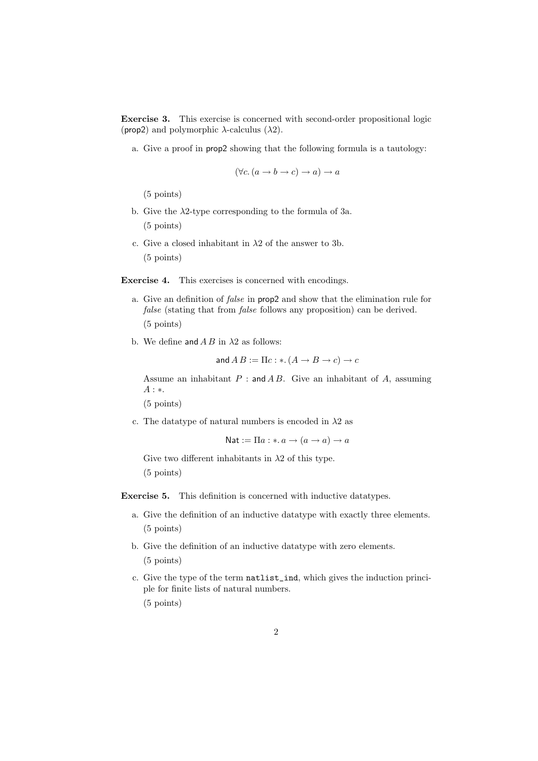**Exercise 3.** This exercise is concerned with second-order propositional logic (prop2) and polymorphic $\lambda$-calculus ($\lambda 2$).

a. Give a proof in prop2 showing that the following formula is a tautology:

$$(\forall c. (a \to b \to c) \to a) \to a$$

(5 points)

b. Give the $\lambda 2$-type corresponding to the formula of 3a.

(5 points)

c. Give a closed inhabitant in $\lambda 2$ of the answer to 3b.

(5 points)

**Exercise 4.** This exercises is concerned with encodings.

a. Give an definition of *false* in prop2 and show that the elimination rule for *false* (stating that from *false* follows any proposition) can be derived.

(5 points)

b. We define and $A\,B$ in $\lambda 2$ as follows:

$$\mathsf{and}\, A\, B := \Pi c : *. (A \to B \to c) \to c$$

Assume an inhabitant $P : \mathsf{and}\, A\, B$. Give an inhabitant of $A$, assuming $A : *$.

(5 points)

c. The datatype of natural numbers is encoded in $\lambda 2$ as

$$\mathsf{Nat} := \Pi a : *. a \to (a \to a) \to a$$

Give two different inhabitants in $\lambda 2$ of this type.

(5 points)

**Exercise 5.** This definition is concerned with inductive datatypes.

a. Give the definition of an inductive datatype with exactly three elements.

(5 points)

b. Give the definition of an inductive datatype with zero elements.

(5 points)

c. Give the type of the term `natlist_ind`, which gives the induction principle for finite lists of natural numbers.

(5 points)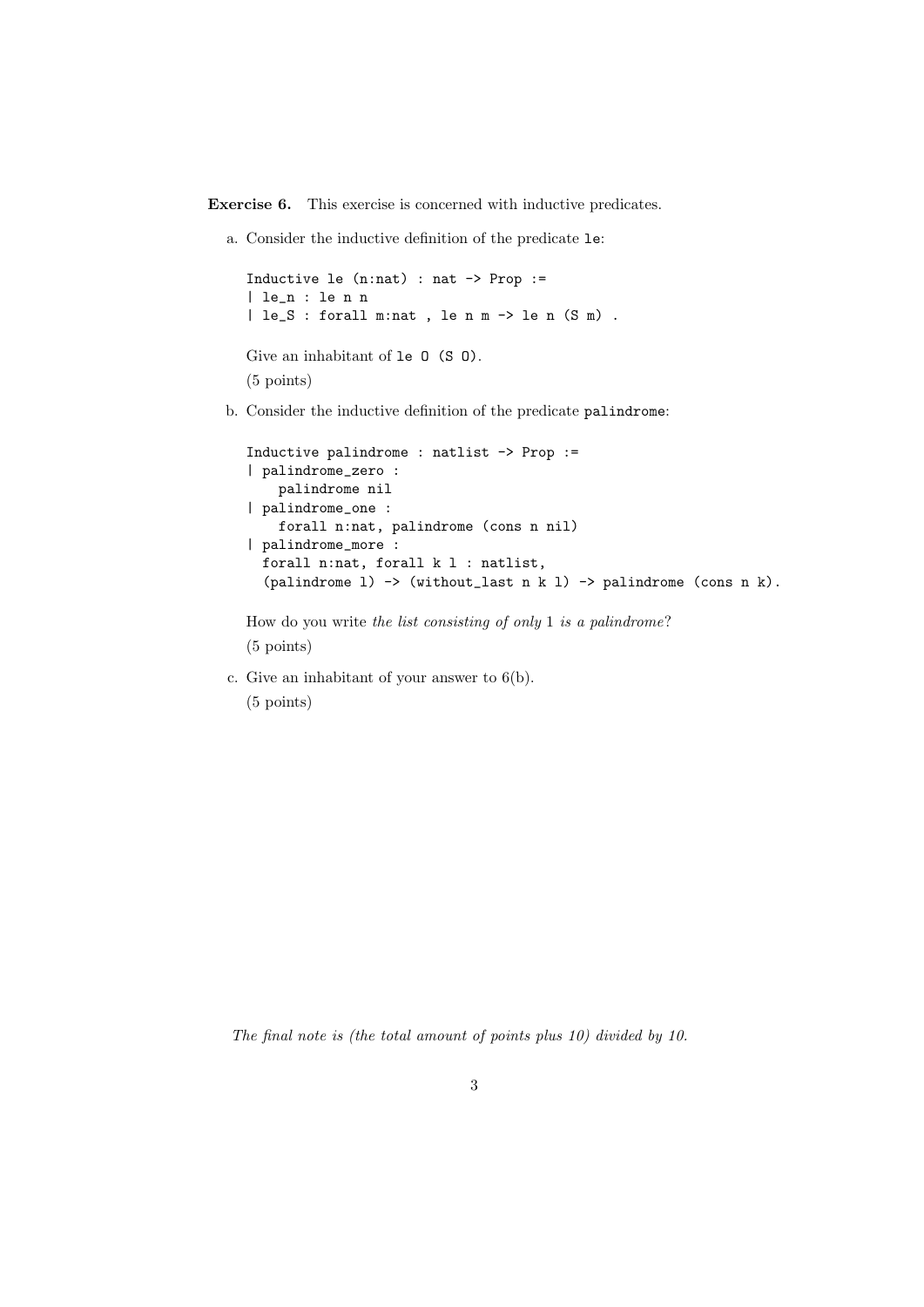**Exercise 6.** This exercise is concerned with inductive predicates.

a. Consider the inductive definition of the predicate `le`:

```
Inductive le (n:nat) : nat -> Prop :=
| le_n : le n n
| le_S : forall m:nat , le n m -> le n (S m) .
```

Give an inhabitant of `le O (S O)`.

(5 points)

b. Consider the inductive definition of the predicate `palindrome`:

```
Inductive palindrome : natlist -> Prop :=
| palindrome_zero :
    palindrome nil
| palindrome_one :
    forall n:nat, palindrome (cons n nil)
| palindrome_more :
  forall n:nat, forall k l : natlist,
  (palindrome l) -> (without_last n k l) -> palindrome (cons n k).
```

How do you write *the list consisting of only* 1 *is a palindrome*?

(5 points)

c. Give an inhabitant of your answer to 6(b).

(5 points)

*The final note is (the total amount of points plus 10) divided by 10.*